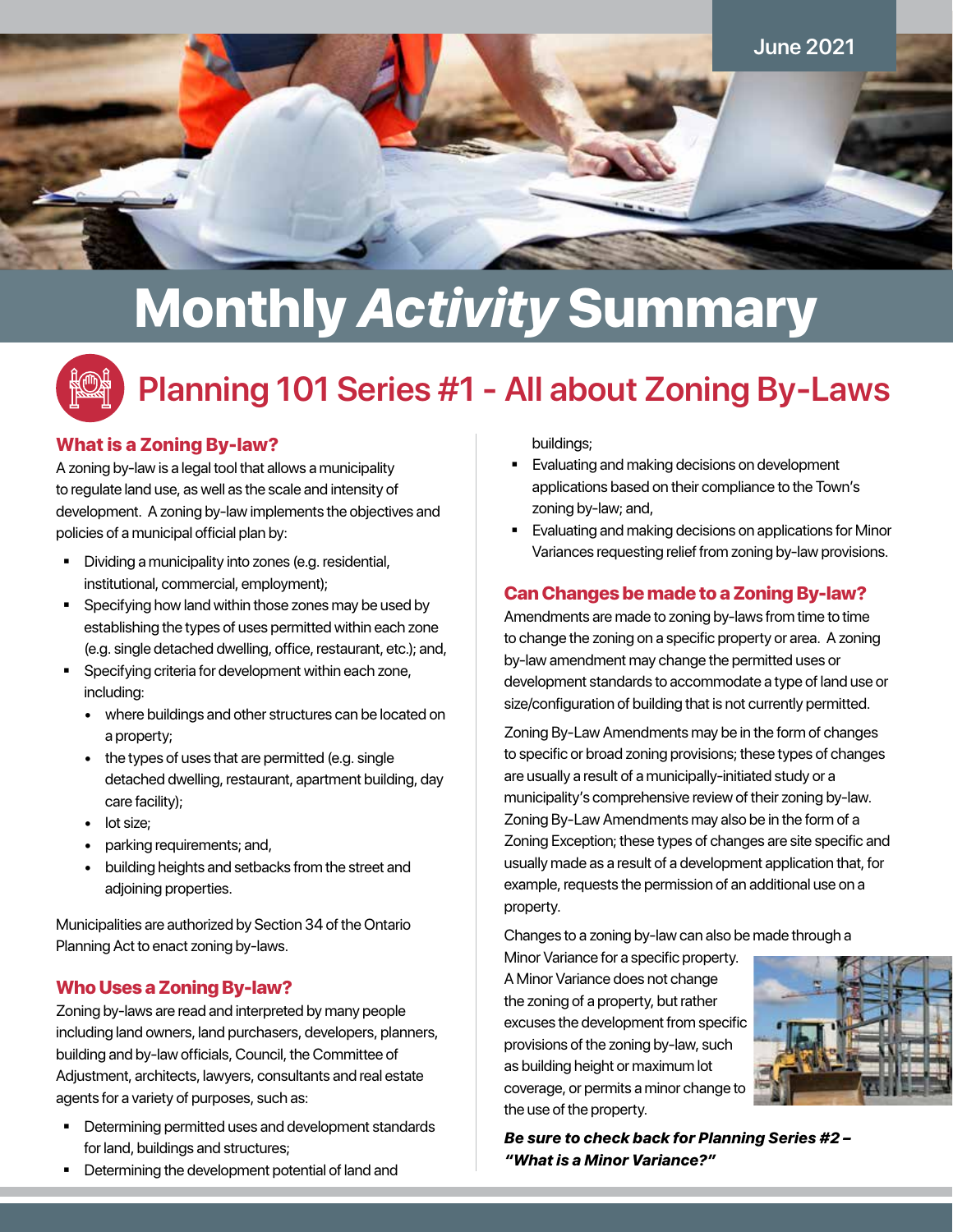June 2021

# Monthly *Activity* Summary

## Planning 101 Series #1 - All about Zoning By-Laws

### What is a Zoning By-law?

A zoning by-law is a legal tool that allows a municipality to regulate land use, as well as the scale and intensity of development. A zoning by-law implements the objectives and policies of a municipal official plan by:

- Dividing a municipality into zones (e.g. residential, institutional, commercial, employment);
- Specifying how land within those zones may be used by establishing the types of uses permitted within each zone (e.g. single detached dwelling, office, restaurant, etc.); and,
- Specifying criteria for development within each zone, including:
  - where buildings and other structures can be located on a property;
  - the types of uses that are permitted (e.g. single detached dwelling, restaurant, apartment building, day care facility);
  - lot size;
  - parking requirements; and,
  - building heights and setbacks from the street and adjoining properties.

Municipalities are authorized by Section 34 of the Ontario Planning Act to enact zoning by-laws.

### Who Uses a Zoning By-law?

Zoning by-laws are read and interpreted by many people including land owners, land purchasers, developers, planners, building and by-law officials, Council, the Committee of Adjustment, architects, lawyers, consultants and real estate agents for a variety of purposes, such as:

- Determining permitted uses and development standards for land, buildings and structures;
- Determining the development potential of land and buildings;
- Evaluating and making decisions on development applications based on their compliance to the Town's zoning by-law; and,
- Evaluating and making decisions on applications for Minor Variances requesting relief from zoning by-law provisions.

### Can Changes be made to a Zoning By-law?

Amendments are made to zoning by-laws from time to time to change the zoning on a specific property or area. A zoning by-law amendment may change the permitted uses or development standards to accommodate a type of land use or size/configuration of building that is not currently permitted.

Zoning By-Law Amendments may be in the form of changes to specific or broad zoning provisions; these types of changes are usually a result of a municipally-initiated study or a municipality's comprehensive review of their zoning by-law. Zoning By-Law Amendments may also be in the form of a Zoning Exception; these types of changes are site specific and usually made as a result of a development application that, for example, requests the permission of an additional use on a property.

Changes to a zoning by-law can also be made through a Minor Variance for a specific property. A Minor Variance does not change the zoning of a property, but rather excuses the development from specific provisions of the zoning by-law, such as building height or maximum lot coverage, or permits a minor change to the use of the property.

***Be sure to check back for Planning Series #2 – "What is a Minor Variance?"***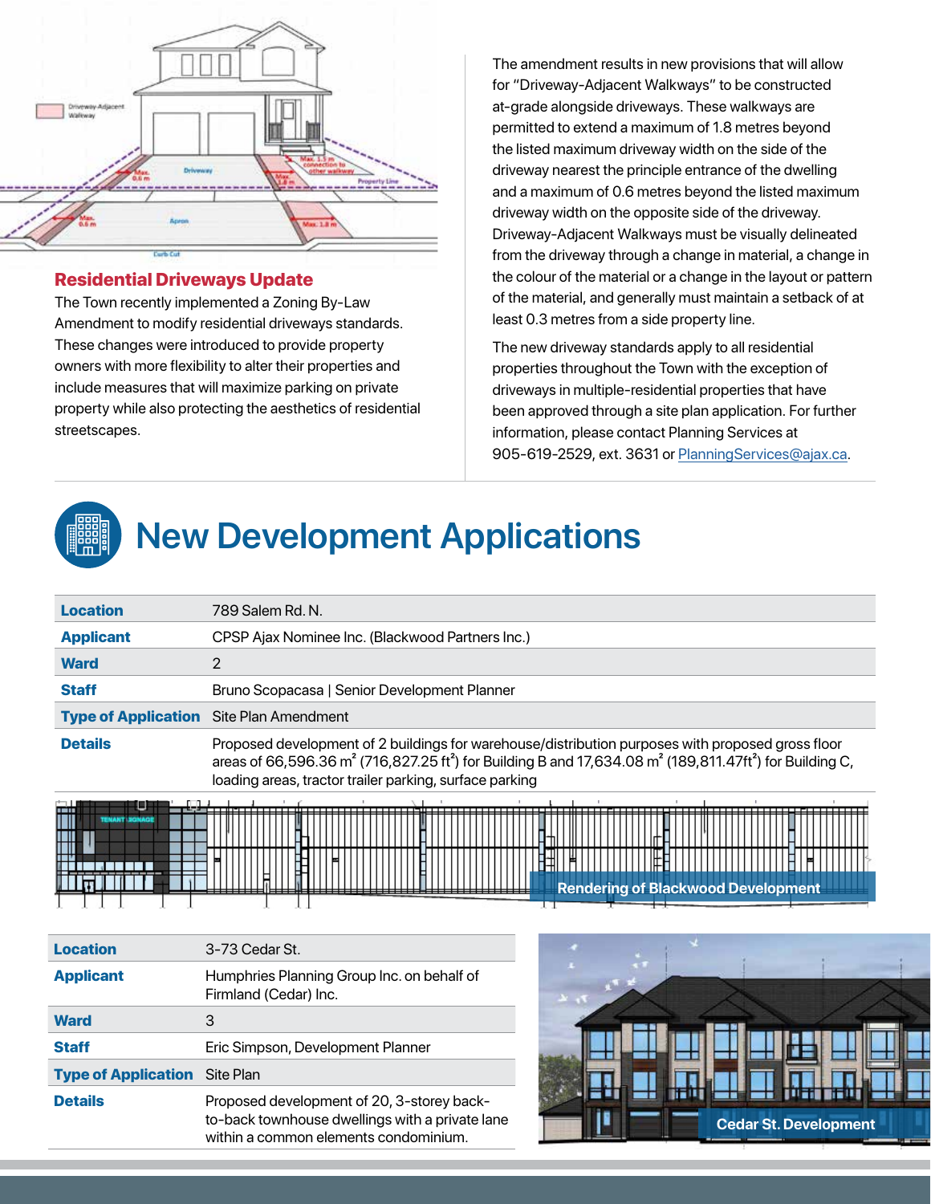## Residential Driveways Update

The Town recently implemented a Zoning By-Law Amendment to modify residential driveways standards. These changes were introduced to provide property owners with more flexibility to alter their properties and include measures that will maximize parking on private property while also protecting the aesthetics of residential streetscapes.

The amendment results in new provisions that will allow for "Driveway-Adjacent Walkways" to be constructed at-grade alongside driveways. These walkways are permitted to extend a maximum of 1.8 metres beyond the listed maximum driveway width on the side of the driveway nearest the principle entrance of the dwelling and a maximum of 0.6 metres beyond the listed maximum driveway width on the opposite side of the driveway. Driveway-Adjacent Walkways must be visually delineated from the driveway through a change in material, a change in the colour of the material or a change in the layout or pattern of the material, and generally must maintain a setback of at least 0.3 metres from a side property line.

The new driveway standards apply to all residential properties throughout the Town with the exception of driveways in multiple-residential properties that have been approved through a site plan application. For further information, please contact Planning Services at 905-619-2529, ext. 3631 or PlanningServices@ajax.ca.

# New Development Applications

| | |
|---|---|
| **Location** | 789 Salem Rd. N. |
| **Applicant** | CPSP Ajax Nominee Inc. (Blackwood Partners Inc.) |
| **Ward** | 2 |
| **Staff** | Bruno Scopacasa \| Senior Development Planner |
| **Type of Application** | Site Plan Amendment |
| **Details** | Proposed development of 2 buildings for warehouse/distribution purposes with proposed gross floor areas of 66,596.36 $m^2$ (716,827.25 $ft^2$) for Building B and 17,634.08 $m^2$ (189,811.47$ft^2$) for Building C, loading areas, tractor trailer parking, surface parking |

Rendering of Blackwood Development

| | |
|---|---|
| **Location** | 3-73 Cedar St. |
| **Applicant** | Humphries Planning Group Inc. on behalf of Firmland (Cedar) Inc. |
| **Ward** | 3 |
| **Staff** | Eric Simpson, Development Planner |
| **Type of Application** | Site Plan |
| **Details** | Proposed development of 20, 3-storey back-to-back townhouse dwellings with a private lane within a common elements condominium. |

Cedar St. Development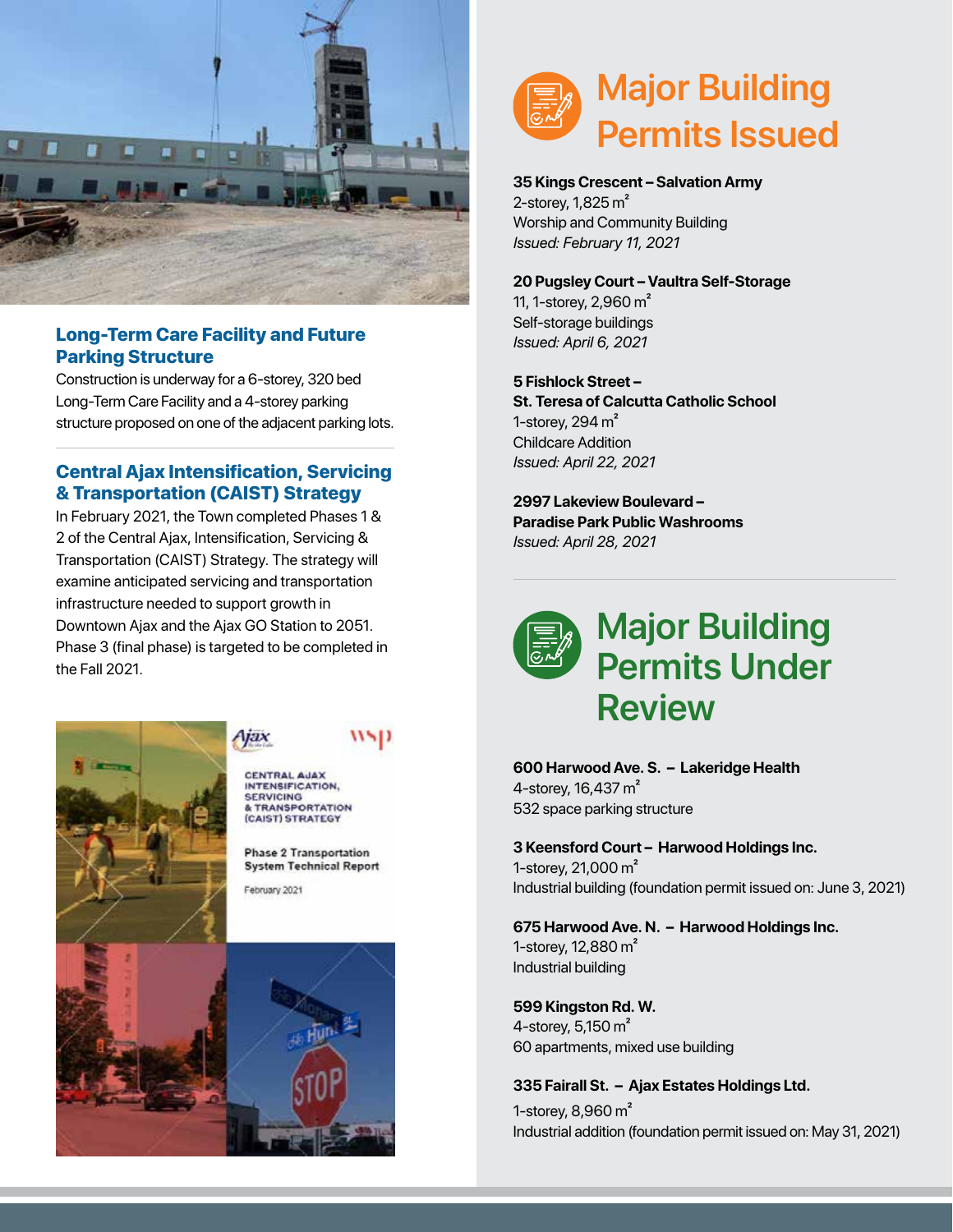## Long-Term Care Facility and Future Parking Structure

Construction is underway for a 6-storey, 320 bed Long-Term Care Facility and a 4-storey parking structure proposed on one of the adjacent parking lots.

## Central Ajax Intensification, Servicing & Transportation (CAIST) Strategy

In February 2021, the Town completed Phases 1 & 2 of the Central Ajax, Intensification, Servicing & Transportation (CAIST) Strategy. The strategy will examine anticipated servicing and transportation infrastructure needed to support growth in Downtown Ajax and the Ajax GO Station to 2051. Phase 3 (final phase) is targeted to be completed in the Fall 2021.

# Major Building Permits Issued

**35 Kings Crescent – Salvation Army**
2-storey, 1,825 m²
Worship and Community Building
*Issued: February 11, 2021*

**20 Pugsley Court – Vaultra Self-Storage**
11, 1-storey, 2,960 m²
Self-storage buildings
*Issued: April 6, 2021*

**5 Fishlock Street – St. Teresa of Calcutta Catholic School**
1-storey, 294 m²
Childcare Addition
*Issued: April 22, 2021*

**2997 Lakeview Boulevard – Paradise Park Public Washrooms**
*Issued: April 28, 2021*

# Major Building Permits Under Review

**600 Harwood Ave. S. – Lakeridge Health**
4-storey, 16,437 m²
532 space parking structure

**3 Keensford Court – Harwood Holdings Inc.**
1-storey, 21,000 m²
Industrial building (foundation permit issued on: June 3, 2021)

**675 Harwood Ave. N. – Harwood Holdings Inc.**
1-storey, 12,880 m²
Industrial building

**599 Kingston Rd. W.**
4-storey, 5,150 m²
60 apartments, mixed use building

**335 Fairall St. – Ajax Estates Holdings Ltd.**
1-storey, 8,960 m²
Industrial addition (foundation permit issued on: May 31, 2021)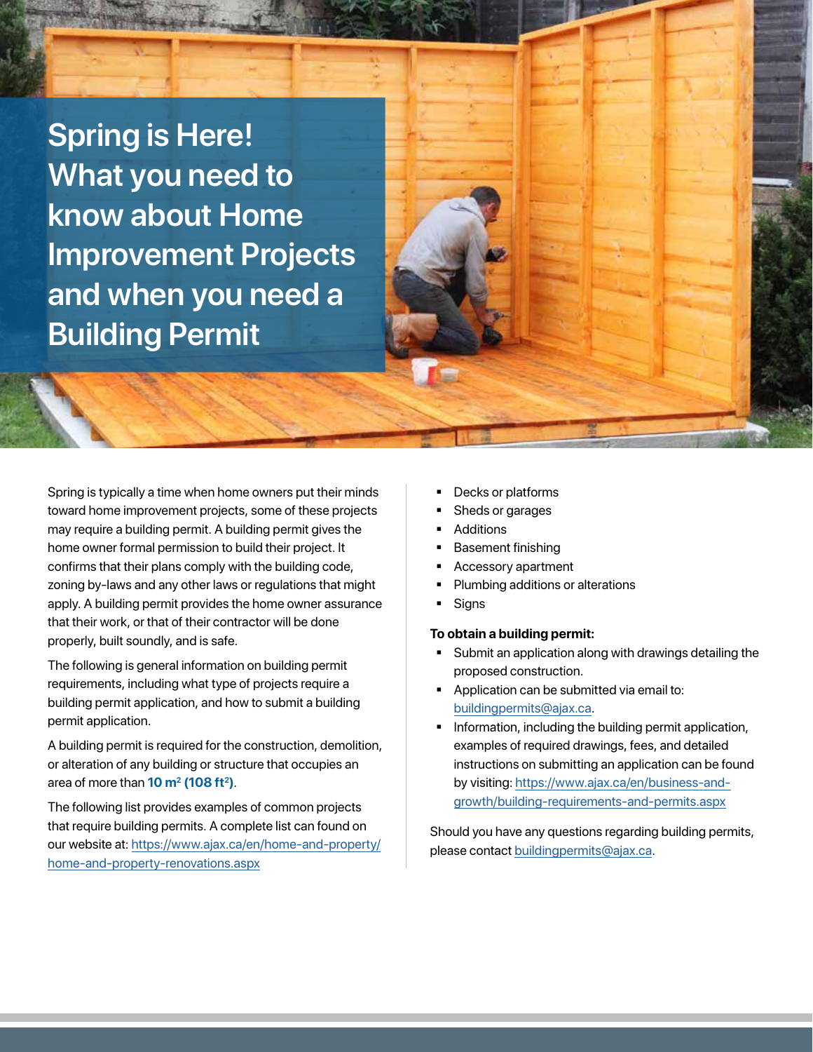# Spring is Here! What you need to know about Home Improvement Projects and when you need a Building Permit

Spring is typically a time when home owners put their minds toward home improvement projects, some of these projects may require a building permit. A building permit gives the home owner formal permission to build their project. It confirms that their plans comply with the building code, zoning by-laws and any other laws or regulations that might apply. A building permit provides the home owner assurance that their work, or that of their contractor will be done properly, built soundly, and is safe.

The following is general information on building permit requirements, including what type of projects require a building permit application, and how to submit a building permit application.

A building permit is required for the construction, demolition, or alteration of any building or structure that occupies an area of more than **10 $m^2$ (108 $ft^2$)**.

The following list provides examples of common projects that require building permits. A complete list can found on our website at: https://www.ajax.ca/en/home-and-property/home-and-property-renovations.aspx

- Decks or platforms
- Sheds or garages
- Additions
- Basement finishing
- Accessory apartment
- Plumbing additions or alterations
- Signs

**To obtain a building permit:**

- Submit an application along with drawings detailing the proposed construction.
- Application can be submitted via email to: buildingpermits@ajax.ca.
- Information, including the building permit application, examples of required drawings, fees, and detailed instructions on submitting an application can be found by visiting: https://www.ajax.ca/en/business-and-growth/building-requirements-and-permits.aspx

Should you have any questions regarding building permits, please contact buildingpermits@ajax.ca.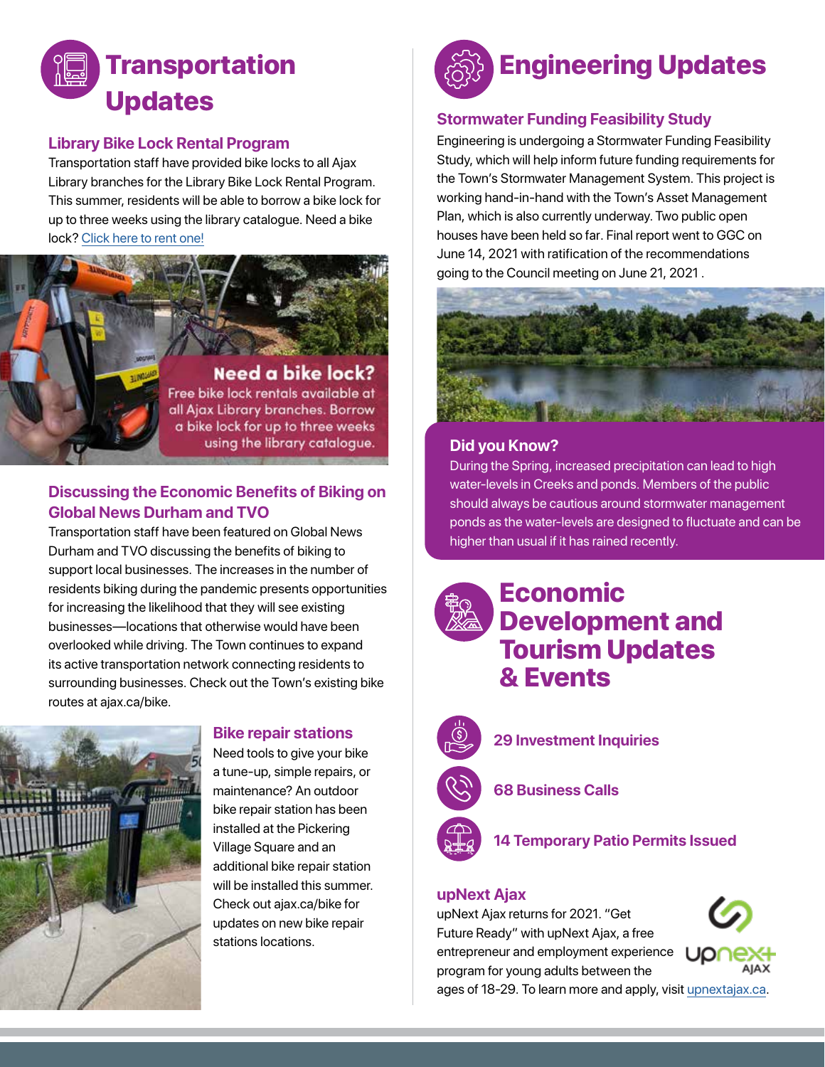# Transportation Updates

### Library Bike Lock Rental Program

Transportation staff have provided bike locks to all Ajax Library branches for the Library Bike Lock Rental Program. This summer, residents will be able to borrow a bike lock for up to three weeks using the library catalogue. Need a bike lock? Click here to rent one!

**Need a bike lock?**
Free bike lock rentals available at all Ajax Library branches. Borrow a bike lock for up to three weeks using the library catalogue.

### Discussing the Economic Benefits of Biking on Global News Durham and TVO

Transportation staff have been featured on Global News Durham and TVO discussing the benefits of biking to support local businesses. The increases in the number of residents biking during the pandemic presents opportunities for increasing the likelihood that they will see existing businesses—locations that otherwise would have been overlooked while driving. The Town continues to expand its active transportation network connecting residents to surrounding businesses. Check out the Town's existing bike routes at ajax.ca/bike.

### Bike repair stations

Need tools to give your bike a tune-up, simple repairs, or maintenance? An outdoor bike repair station has been installed at the Pickering Village Square and an additional bike repair station will be installed this summer. Check out ajax.ca/bike for updates on new bike repair stations locations.

# Engineering Updates

### Stormwater Funding Feasibility Study

Engineering is undergoing a Stormwater Funding Feasibility Study, which will help inform future funding requirements for the Town's Stormwater Management System. This project is working hand-in-hand with the Town's Asset Management Plan, which is also currently underway. Two public open houses have been held so far. Final report went to GGC on June 14, 2021 with ratification of the recommendations going to the Council meeting on June 21, 2021 .

### Did you Know?

During the Spring, increased precipitation can lead to high water-levels in Creeks and ponds. Members of the public should always be cautious around stormwater management ponds as the water-levels are designed to fluctuate and can be higher than usual if it has rained recently.

# Economic Development and Tourism Updates & Events

**29 Investment Inquiries**

**68 Business Calls**

**14 Temporary Patio Permits Issued**

### upNext Ajax

upNext Ajax returns for 2021. "Get Future Ready" with upNext Ajax, a free entrepreneur and employment experience program for young adults between the ages of 18-29. To learn more and apply, visit upnextajax.ca.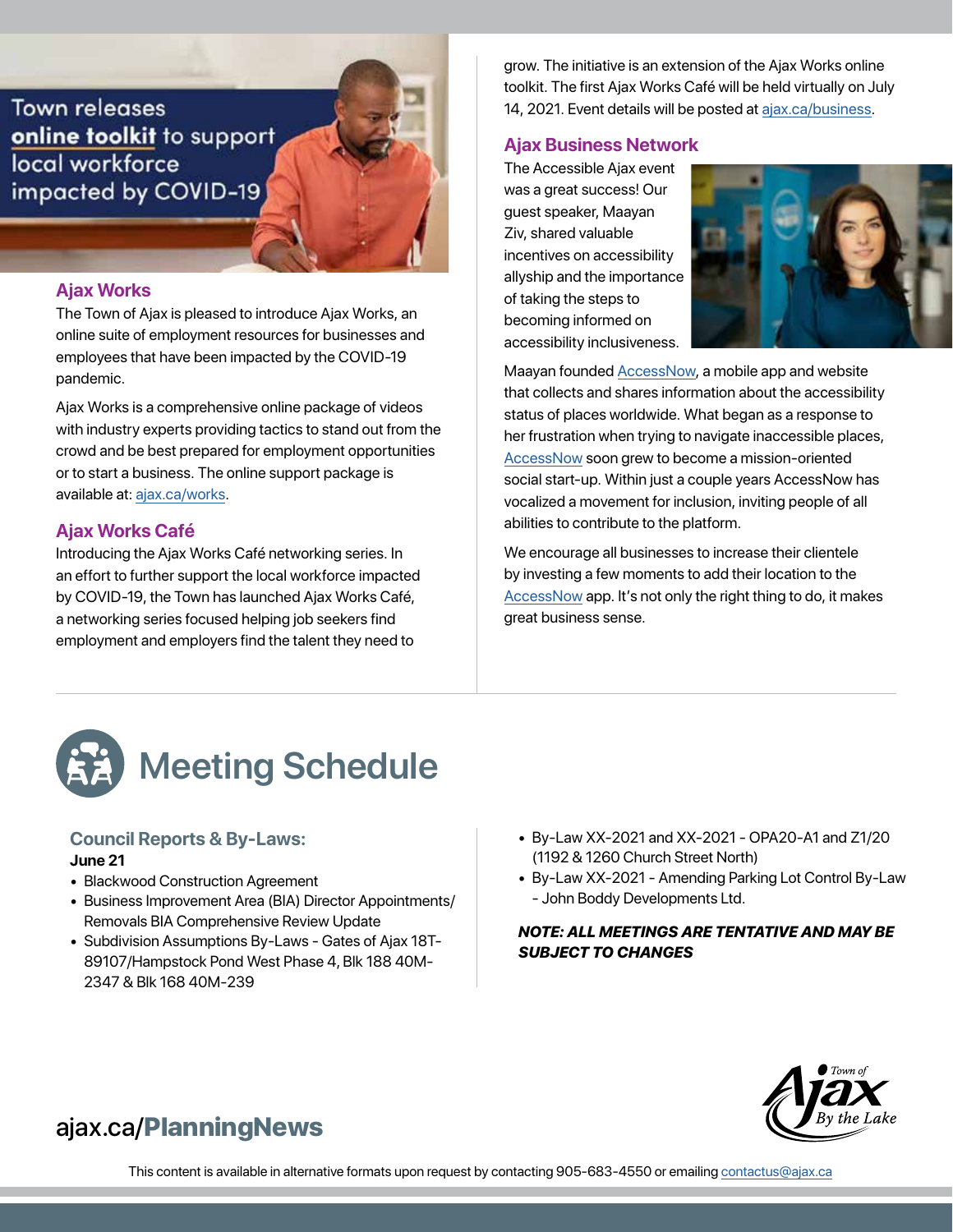Town releases **online toolkit** to support local workforce impacted by COVID-19

## Ajax Works

The Town of Ajax is pleased to introduce Ajax Works, an online suite of employment resources for businesses and employees that have been impacted by the COVID-19 pandemic.

Ajax Works is a comprehensive online package of videos with industry experts providing tactics to stand out from the crowd and be best prepared for employment opportunities or to start a business. The online support package is available at: ajax.ca/works.

## Ajax Works Café

Introducing the Ajax Works Café networking series. In an effort to further support the local workforce impacted by COVID-19, the Town has launched Ajax Works Café, a networking series focused helping job seekers find employment and employers find the talent they need to grow. The initiative is an extension of the Ajax Works online toolkit. The first Ajax Works Café will be held virtually on July 14, 2021. Event details will be posted at ajax.ca/business.

## Ajax Business Network

The Accessible Ajax event was a great success! Our guest speaker, Maayan Ziv, shared valuable incentives on accessibility allyship and the importance of taking the steps to becoming informed on accessibility inclusiveness.

Maayan founded AccessNow, a mobile app and website that collects and shares information about the accessibility status of places worldwide. What began as a response to her frustration when trying to navigate inaccessible places, AccessNow soon grew to become a mission-oriented social start-up. Within just a couple years AccessNow has vocalized a movement for inclusion, inviting people of all abilities to contribute to the platform.

We encourage all businesses to increase their clientele by investing a few moments to add their location to the AccessNow app. It's not only the right thing to do, it makes great business sense.

# Meeting Schedule

### Council Reports & By-Laws:

**June 21**

- Blackwood Construction Agreement
- Business Improvement Area (BIA) Director Appointments/ Removals BIA Comprehensive Review Update
- Subdivision Assumptions By-Laws - Gates of Ajax 18T-89107/Hampstock Pond West Phase 4, Blk 188 40M-2347 & Blk 168 40M-239
- By-Law XX-2021 and XX-2021 - OPA20-A1 and Z1/20 (1192 & 1260 Church Street North)
- By-Law XX-2021 - Amending Parking Lot Control By-Law - John Boddy Developments Ltd.

***NOTE: ALL MEETINGS ARE TENTATIVE AND MAY BE SUBJECT TO CHANGES***

ajax.ca/**PlanningNews**

Town of Ajax By the Lake

This content is available in alternative formats upon request by contacting 905-683-4550 or emailing contactus@ajax.ca